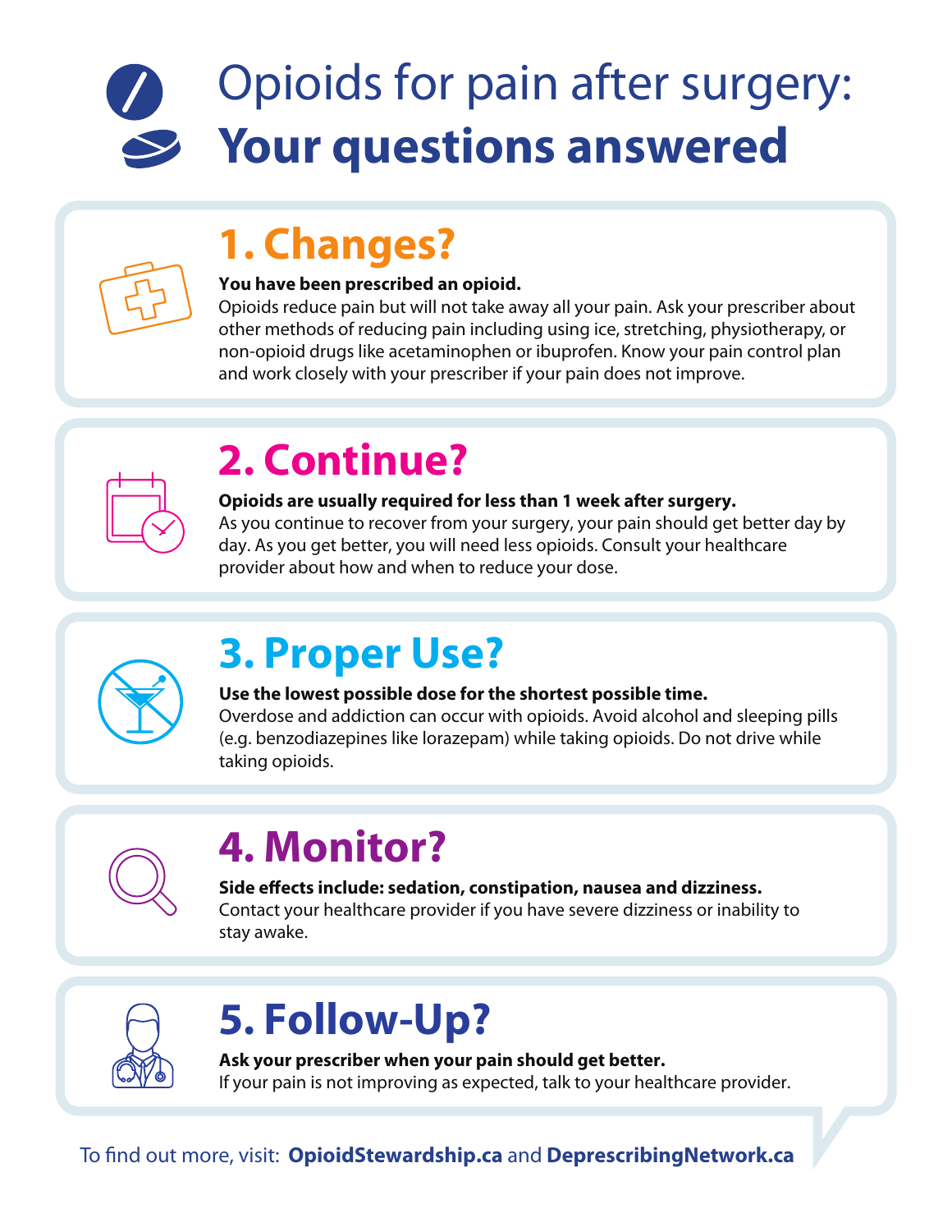# Opioids for pain after surgery: **Your questions answered**

## 1. Changes?

**You have been prescribed an opioid.**

Opioids reduce pain but will not take away all your pain. Ask your prescriber about other methods of reducing pain including using ice, stretching, physiotherapy, or non-opioid drugs like acetaminophen or ibuprofen. Know your pain control plan and work closely with your prescriber if your pain does not improve.

## 2. Continue?

**Opioids are usually required for less than 1 week after surgery.**

As you continue to recover from your surgery, your pain should get better day by day. As you get better, you will need less opioids. Consult your healthcare provider about how and when to reduce your dose.

## 3. Proper Use?

**Use the lowest possible dose for the shortest possible time.**

Overdose and addiction can occur with opioids. Avoid alcohol and sleeping pills (e.g. benzodiazepines like lorazepam) while taking opioids. Do not drive while taking opioids.

## 4. Monitor?

**Side effects include: sedation, constipation, nausea and dizziness.**

Contact your healthcare provider if you have severe dizziness or inability to stay awake.

## 5. Follow-Up?

**Ask your prescriber when your pain should get better.**

If your pain is not improving as expected, talk to your healthcare provider.

To find out more, visit: **OpioidStewardship.ca** and **DeprescribingNetwork.ca**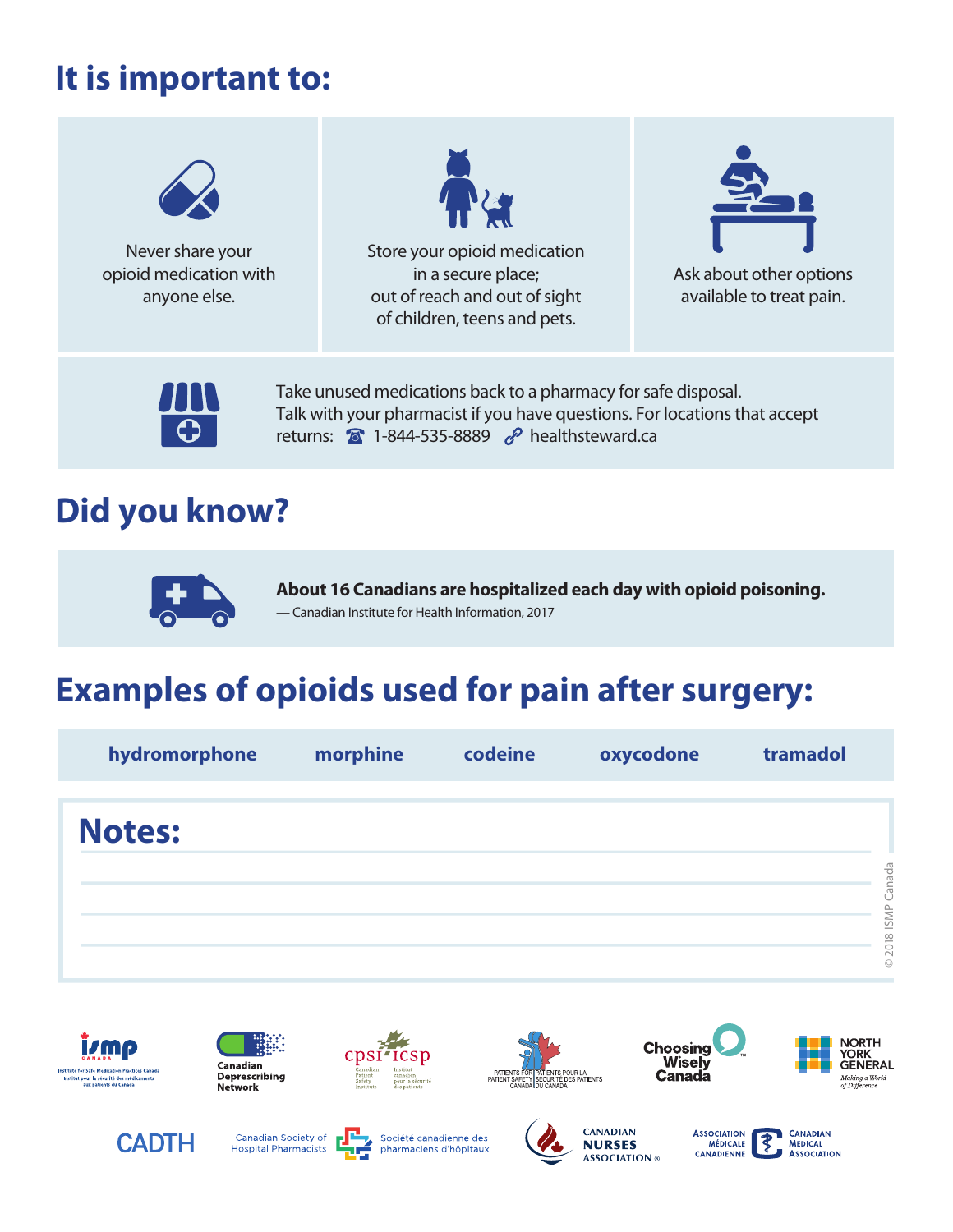## It is important to:

Never share your opioid medication with anyone else.

Store your opioid medication in a secure place; out of reach and out of sight of children, teens and pets.

Ask about other options available to treat pain.

Take unused medications back to a pharmacy for safe disposal.
Talk with your pharmacist if you have questions. For locations that accept returns: ☎ 1-844-535-8889 healthsteward.ca

## Did you know?

**About 16 Canadians are hospitalized each day with opioid poisoning.**
— Canadian Institute for Health Information, 2017

## Examples of opioids used for pain after surgery:

**hydromorphone** **morphine** **codeine** **oxycodone** **tramadol**

## Notes:

© 2018 ISMP Canada

ISMP Canada – Institute for Safe Medication Practices Canada / Institut pour la sécurité des médicaments aux patients du Canada

Canadian Deprescribing Network

cpsi icsp – Canadian Patient Safety Institute / Institut canadien pour la sécurité des patients

Patients for Patient Safety Canada / Patients pour la sécurité des patients du Canada

Choosing Wisely Canada

North York General – Making a World of Difference

CADTH

Canadian Society of Hospital Pharmacists / Société canadienne des pharmaciens d'hôpitaux

Canadian Nurses Association

Association médicale canadienne / Canadian Medical Association